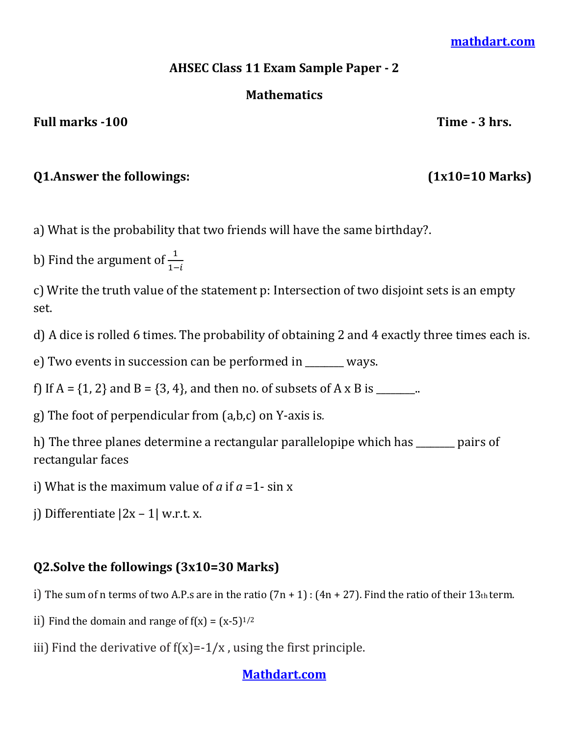# AHSEC Class 11 Exam Sample Paper - 2

## Mathematics

**Full marks -100** **Time - 3 hrs.**

### Q1.Answer the followings: (1x10=10 Marks)

a) What is the probability that two friends will have the same birthday?.

b) Find the argument of $\frac{1}{1-i}$

c) Write the truth value of the statement p: Intersection of two disjoint sets is an empty set.

d) A dice is rolled 6 times. The probability of obtaining 2 and 4 exactly three times each is.

e) Two events in succession can be performed in ________ ways.

f) If A = {1, 2} and B = {3, 4}, and then no. of subsets of A x B is ________..

g) The foot of perpendicular from (a,b,c) on Y-axis is.

h) The three planes determine a rectangular parallelopipe which has ________ pairs of rectangular faces

i) What is the maximum value of $a$ if $a$ =1- sin x

j) Differentiate |2x – 1| w.r.t. x.

### Q2.Solve the followings (3x10=30 Marks)

i) The sum of n terms of two A.P.s are in the ratio (7n + 1) : (4n + 27). Find the ratio of their $13_{th}$ term.

ii) Find the domain and range of $f(x) = (x-5)^{1/2}$

iii) Find the derivative of f(x)=-1/x , using the first principle.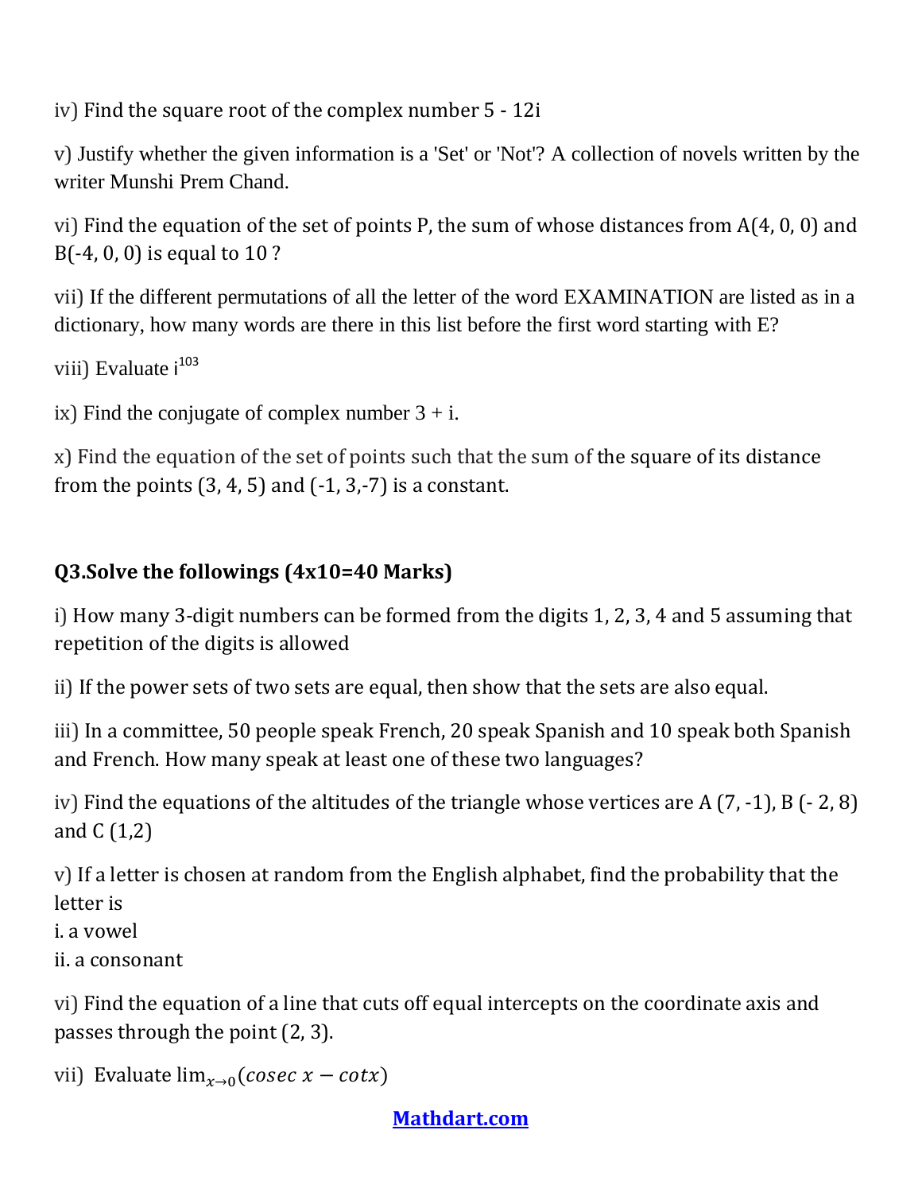iv) Find the square root of the complex number 5 - 12i

v) Justify whether the given information is a 'Set' or 'Not'? A collection of novels written by the writer Munshi Prem Chand.

vi) Find the equation of the set of points P, the sum of whose distances from A(4, 0, 0) and B(-4, 0, 0) is equal to 10 ?

vii) If the different permutations of all the letter of the word EXAMINATION are listed as in a dictionary, how many words are there in this list before the first word starting with E?

viii) Evaluate $i^{103}$

ix) Find the conjugate of complex number 3 + i.

x) Find the equation of the set of points such that the sum of the square of its distance from the points (3, 4, 5) and (-1, 3,-7) is a constant.

**Q3.Solve the followings (4x10=40 Marks)**

i) How many 3-digit numbers can be formed from the digits 1, 2, 3, 4 and 5 assuming that repetition of the digits is allowed

ii) If the power sets of two sets are equal, then show that the sets are also equal.

iii) In a committee, 50 people speak French, 20 speak Spanish and 10 speak both Spanish and French. How many speak at least one of these two languages?

iv) Find the equations of the altitudes of the triangle whose vertices are A (7, -1), B (- 2, 8) and C (1,2)

v) If a letter is chosen at random from the English alphabet, find the probability that the letter is
i. a vowel
ii. a consonant

vi) Find the equation of a line that cuts off equal intercepts on the coordinate axis and passes through the point (2, 3).

vii) Evaluate $\lim_{x \to 0}(cosec\ x - cot x)$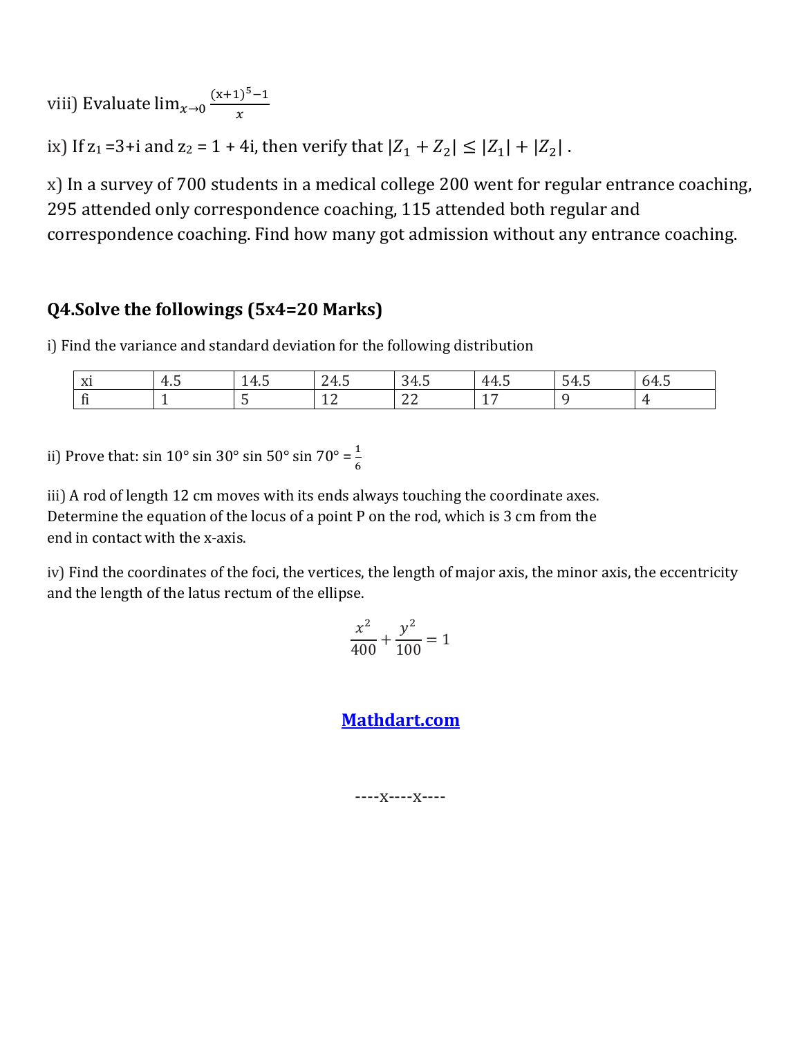viii) Evaluate $\lim_{x \to 0} \frac{(x+1)^5 - 1}{x}$

ix) If $z_1$ =3+i and $z_2$ = 1 + 4i, then verify that $|Z_1 + Z_2| \leq |Z_1| + |Z_2|$ .

x) In a survey of 700 students in a medical college 200 went for regular entrance coaching, 295 attended only correspondence coaching, 115 attended both regular and correspondence coaching. Find how many got admission without any entrance coaching.

## Q4.Solve the followings (5x4=20 Marks)

i) Find the variance and standard deviation for the following distribution

| | | | | | | | |
|---|---|---|---|---|---|---|---|
| xi | 4.5 | 14.5 | 24.5 | 34.5 | 44.5 | 54.5 | 64.5 |
| fi | 1 | 5 | 12 | 22 | 17 | 9 | 4 |

ii) Prove that: sin 10° sin 30° sin 50° sin 70° = $\frac{1}{6}$

iii) A rod of length 12 cm moves with its ends always touching the coordinate axes. Determine the equation of the locus of a point P on the rod, which is 3 cm from the end in contact with the x-axis.

iv) Find the coordinates of the foci, the vertices, the length of major axis, the minor axis, the eccentricity and the length of the latus rectum of the ellipse.

$$\frac{x^2}{400} + \frac{y^2}{100} = 1$$

**Mathdart.com**

----x----x----